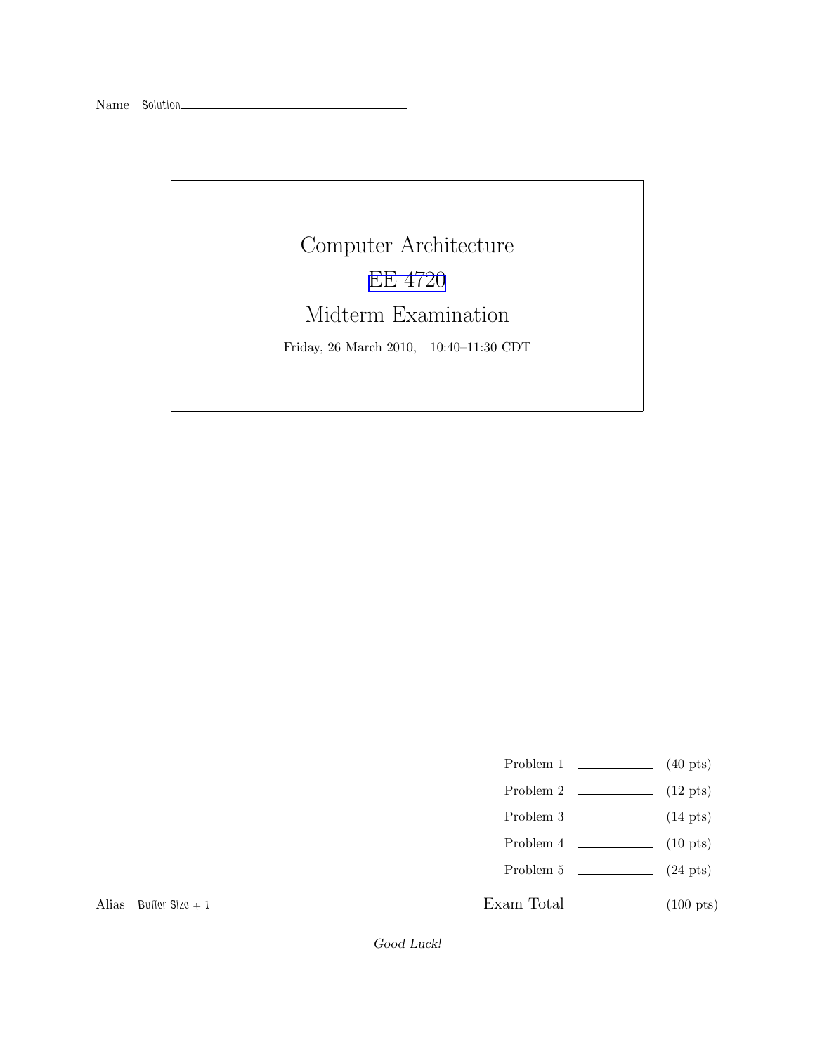Name Solution

# Computer Architecture

## EE 4720

## Midterm Examination

Friday, 26 March 2010, 10:40–11:30 CDT

| | | |
|---|---|---|
| Problem 1 | | (40 pts) |
| Problem 2 | | (12 pts) |
| Problem 3 | | (14 pts) |
| Problem 4 | | (10 pts) |
| Problem 5 | | (24 pts) |
| Exam Total | | (100 pts) |

Alias Buffer Size + 1

*Good Luck!*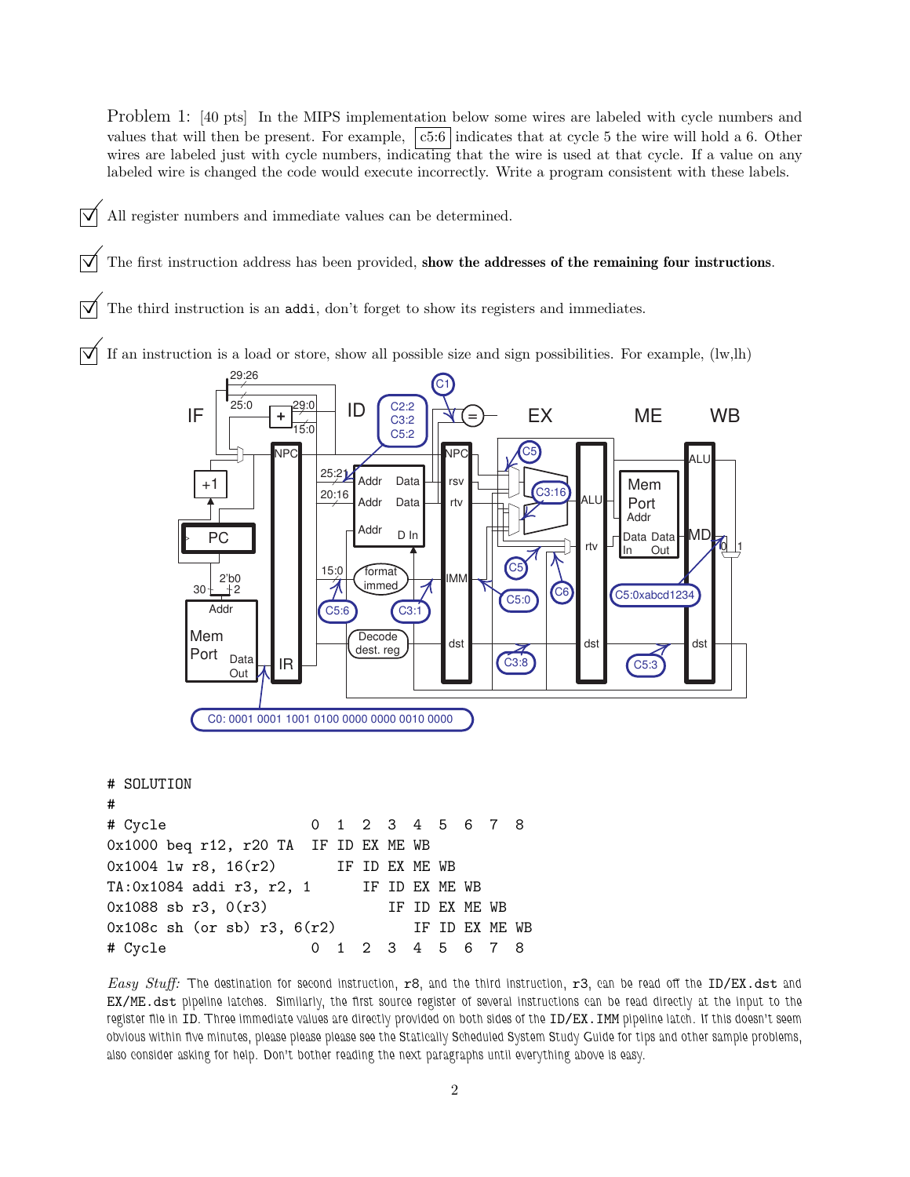Problem 1: [40 pts] In the MIPS implementation below some wires are labeled with cycle numbers and values that will then be present. For example, c5:6 indicates that at cycle 5 the wire will hold a 6. Other wires are labeled just with cycle numbers, indicating that the wire is used at that cycle. If a value on any labeled wire is changed the code would execute incorrectly. Write a program consistent with these labels.

☑ All register numbers and immediate values can be determined.

☑ The first instruction address has been provided, **show the addresses of the remaining four instructions**.

☑ The third instruction is an `addi`, don't forget to show its registers and immediates.

☑ If an instruction is a load or store, show all possible size and sign possibilities. For example, (lw,lh)

```
# SOLUTION
#
# Cycle                  0  1  2  3  4  5  6  7  8
0x1000 beq r12, r20 TA   IF ID EX ME WB
0x1004 lw r8, 16(r2)        IF ID EX ME WB
TA:0x1084 addi r3, r2, 1       IF ID EX ME WB
0x1088 sb r3, 0(r3)               IF ID EX ME WB
0x108c sh (or sb) r3, 6(r2)          IF ID EX ME WB
# Cycle                  0  1  2  3  4  5  6  7  8
```

*Easy Stuff:* The destination for second instruction, `r8`, and the third instruction, `r3`, can be read off the `ID/EX.dst` and `EX/ME.dst` pipeline latches. Similarly, the first source register of several instructions can be read directly at the input to the register file in ID. Three immediate values are directly provided on both sides of the `ID/EX.IMM` pipeline latch. If this doesn't seem obvious within five minutes, please please please see the Statically Scheduled System Study Guide for tips and other sample problems, also consider asking for help. Don't bother reading the next paragraphs until everything above is easy.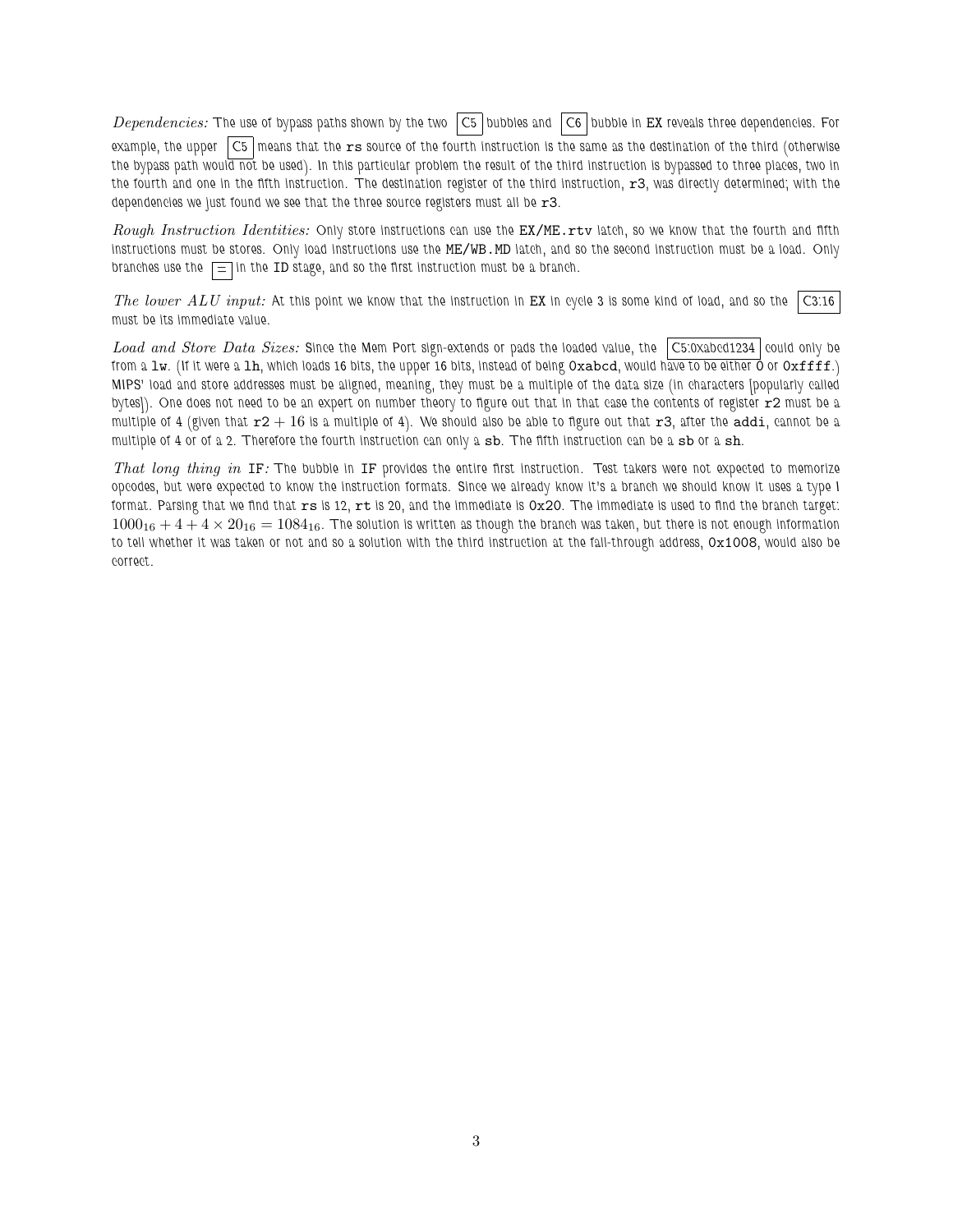*Dependencies:* The use of bypass paths shown by the two C5 bubbles and C6 bubble in EX reveals three dependencies. For example, the upper C5 means that the `rs` source of the fourth instruction is the same as the destination of the third (otherwise the bypass path would not be used). In this particular problem the result of the third instruction is bypassed to three places, two in the fourth and one in the fifth instruction. The destination register of the third instruction, `r3`, was directly determined; with the dependencies we just found we see that the three source registers must all be `r3`.

*Rough Instruction Identities:* Only store instructions can use the `EX/ME.rtv` latch, so we know that the fourth and fifth instructions must be stores. Only load instructions use the `ME/WB.MD` latch, and so the second instruction must be a load. Only branches use the = in the `ID` stage, and so the first instruction must be a branch.

*The lower ALU input:* At this point we know that the instruction in `EX` in cycle 3 is some kind of load, and so the C3:16 must be its immediate value.

*Load and Store Data Sizes:* Since the Mem Port sign-extends or pads the loaded value, the C5:0xabcd1234 could only be from a `lw`. (If it were a `lh`, which loads 16 bits, the upper 16 bits, instead of being `0xabcd`, would have to be either `0` or `0xffff`.) MIPS' load and store addresses must be aligned, meaning, they must be a multiple of the data size (in characters [popularly called bytes]). One does not need to be an expert on number theory to figure out that in that case the contents of register `r2` must be a multiple of 4 (given that $\texttt{r2} + 16$ is a multiple of 4). We should also be able to figure out that `r3`, after the `addi`, cannot be a multiple of 4 or of a 2. Therefore the fourth instruction can only a `sb`. The fifth instruction can be a `sb` or a `sh`.

*That long thing in* `IF`*:* The bubble in `IF` provides the entire first instruction. Test takers were not expected to memorize opcodes, but were expected to know the instruction formats. Since we already know it's a branch we should know it uses a type I format. Parsing that we find that `rs` is 12, `rt` is 20, and the immediate is `0x20`. The immediate is used to find the branch target: $1000_{16} + 4 + 4 \times 20_{16} = 1084_{16}$. The solution is written as though the branch was taken, but there is not enough information to tell whether it was taken or not and so a solution with the third instruction at the fall-through address, `0x1008`, would also be correct.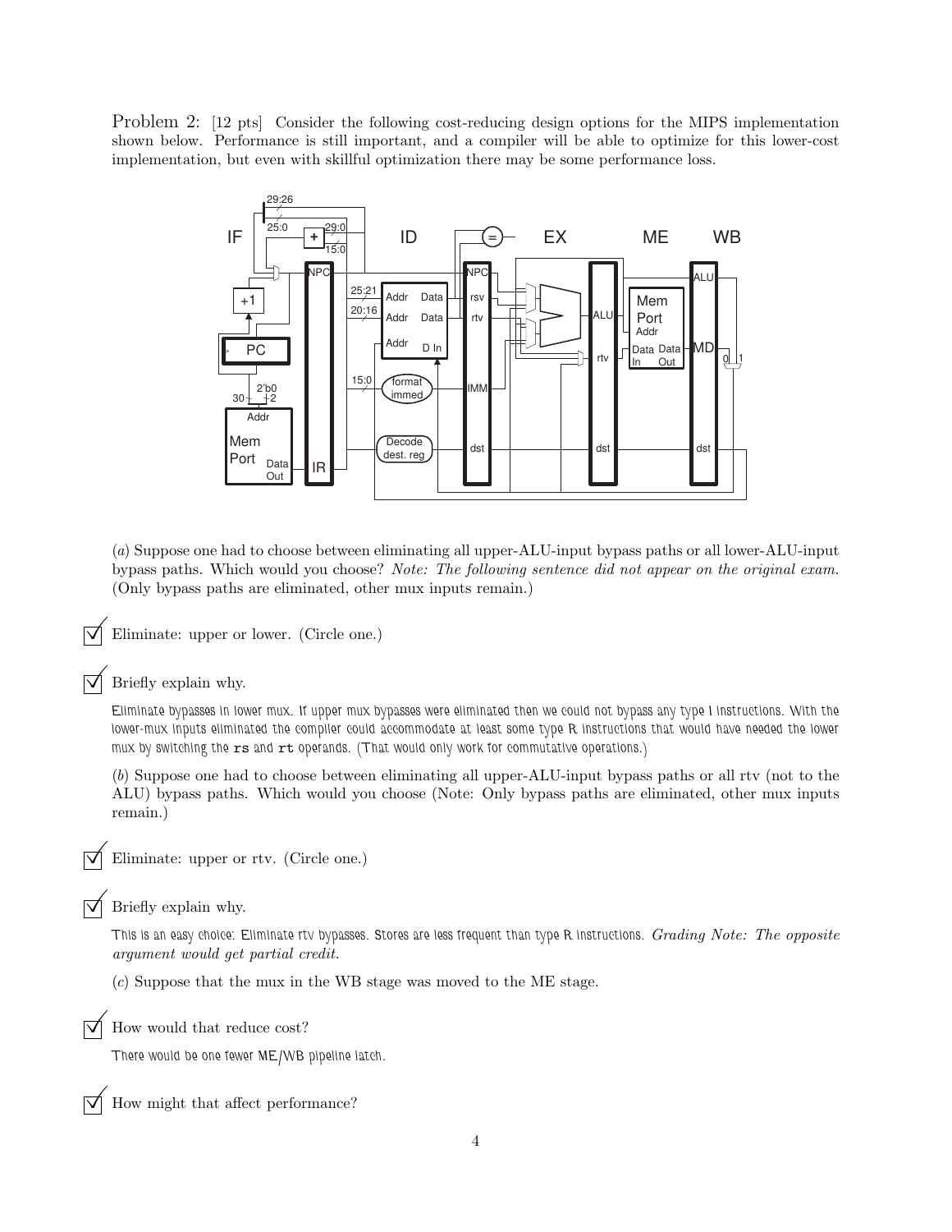Problem 2: [12 pts] Consider the following cost-reducing design options for the MIPS implementation shown below. Performance is still important, and a compiler will be able to optimize for this lower-cost implementation, but even with skillful optimization there may be some performance loss.

(*a*) Suppose one had to choose between eliminating all upper-ALU-input bypass paths or all lower-ALU-input bypass paths. Which would you choose? *Note: The following sentence did not appear on the original exam.* (Only bypass paths are eliminated, other mux inputs remain.)

☑ Eliminate: upper or lower. (Circle one.)

☑ Briefly explain why.

Eliminate bypasses in lower mux. If upper mux bypasses were eliminated then we could not bypass any type I instructions. With the lower-mux inputs eliminated the compiler could accommodate at least some type R instructions that would have needed the lower mux by switching the `rs` and `rt` operands. (That would only work for commutative operations.)

(*b*) Suppose one had to choose between eliminating all upper-ALU-input bypass paths or all rtv (not to the ALU) bypass paths. Which would you choose (Note: Only bypass paths are eliminated, other mux inputs remain.)

☑ Eliminate: upper or rtv. (Circle one.)

☑ Briefly explain why.

This is an easy choice: Eliminate rtv bypasses. Stores are less frequent than type R instructions. *Grading Note: The opposite argument would get partial credit.*

(*c*) Suppose that the mux in the WB stage was moved to the ME stage.

☑ How would that reduce cost?

There would be one fewer ME/WB pipeline latch.

☑ How might that affect performance?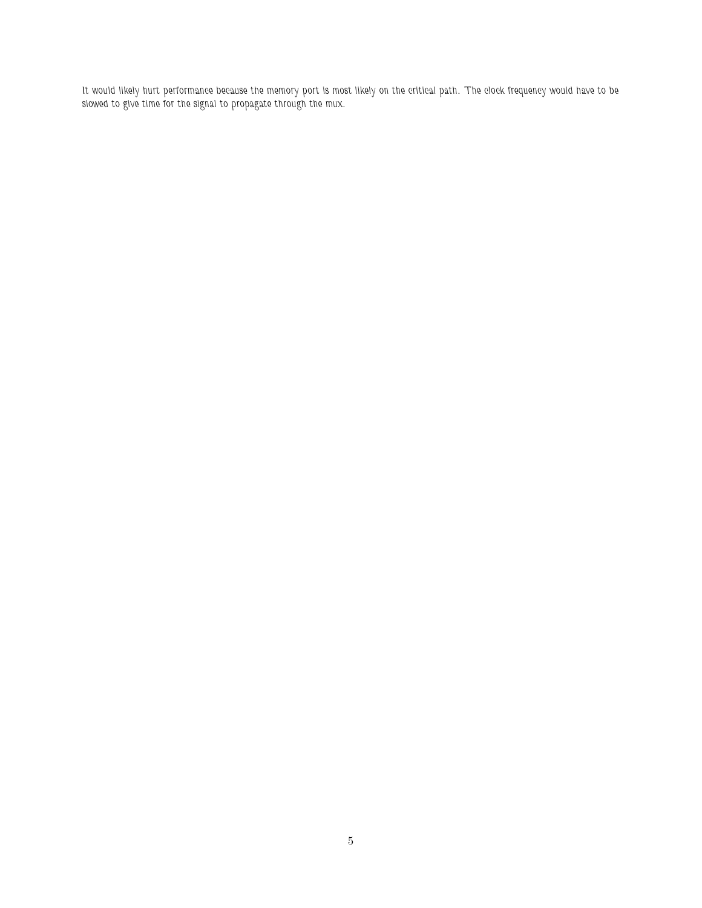It would likely hurt performance because the memory port is most likely on the critical path. The clock frequency would have to be slowed to give time for the signal to propagate through the mux.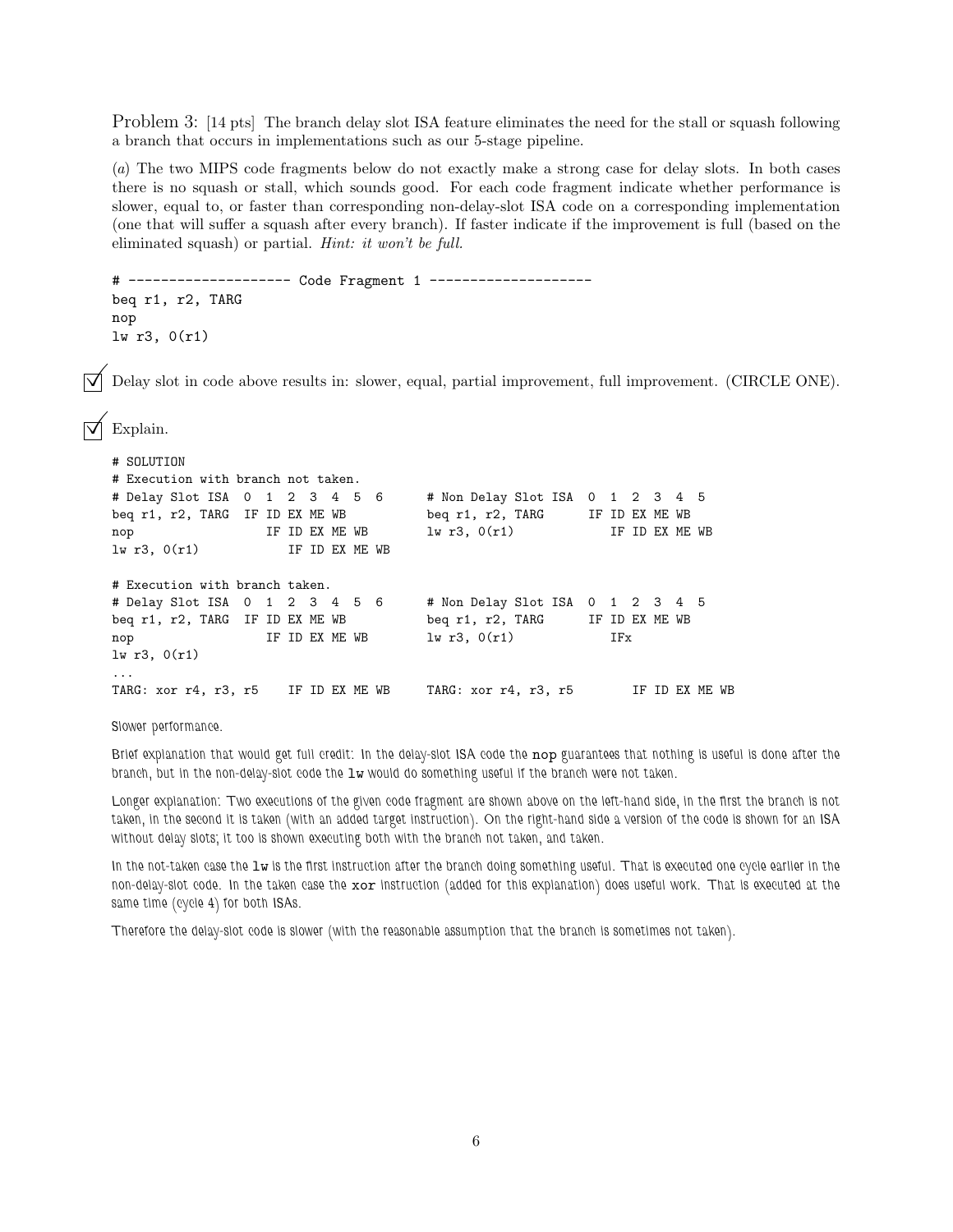Problem 3: [14 pts] The branch delay slot ISA feature eliminates the need for the stall or squash following a branch that occurs in implementations such as our 5-stage pipeline.

(*a*) The two MIPS code fragments below do not exactly make a strong case for delay slots. In both cases there is no squash or stall, which sounds good. For each code fragment indicate whether performance is slower, equal to, or faster than corresponding non-delay-slot ISA code on a corresponding implementation (one that will suffer a squash after every branch). If faster indicate if the improvement is full (based on the eliminated squash) or partial. *Hint: it won't be full.*

```
# -------------------- Code Fragment 1 --------------------
beq r1, r2, TARG
nop
lw r3, 0(r1)
```

☑ Delay slot in code above results in: slower, equal, partial improvement, full improvement. (CIRCLE ONE).

☑ Explain.

```
# SOLUTION
# Execution with branch not taken.
# Delay Slot ISA  0  1  2  3  4  5  6      # Non Delay Slot ISA  0  1  2  3  4  5
beq r1, r2, TARG  IF ID EX ME WB           beq r1, r2, TARG      IF ID EX ME WB
nop                  IF ID EX ME WB        lw r3, 0(r1)             IF ID EX ME WB
lw r3, 0(r1)            IF ID EX ME WB

# Execution with branch taken.
# Delay Slot ISA  0  1  2  3  4  5  6      # Non Delay Slot ISA  0  1  2  3  4  5
beq r1, r2, TARG  IF ID EX ME WB           beq r1, r2, TARG      IF ID EX ME WB
nop                  IF ID EX ME WB        lw r3, 0(r1)             IFx
lw r3, 0(r1)
...
TARG: xor r4, r3, r5    IF ID EX ME WB     TARG: xor r4, r3, r5        IF ID EX ME WB
```

Slower performance.

Brief explanation that would get full credit: In the delay-slot ISA code the `nop` guarantees that nothing is useful is done after the branch, but in the non-delay-slot code the `lw` would do something useful if the branch were not taken.

Longer explanation: Two executions of the given code fragment are shown above on the left-hand side, in the first the branch is not taken, in the second it is taken (with an added target instruction). On the right-hand side a version of the code is shown for an ISA without delay slots; it too is shown executing both with the branch not taken, and taken.

In the not-taken case the `lw` is the first instruction after the branch doing something useful. That is executed one cycle earlier in the non-delay-slot code. In the taken case the `xor` instruction (added for this explanation) does useful work. That is executed at the same time (cycle 4) for both ISAs.

Therefore the delay-slot code is slower (with the reasonable assumption that the branch is sometimes not taken).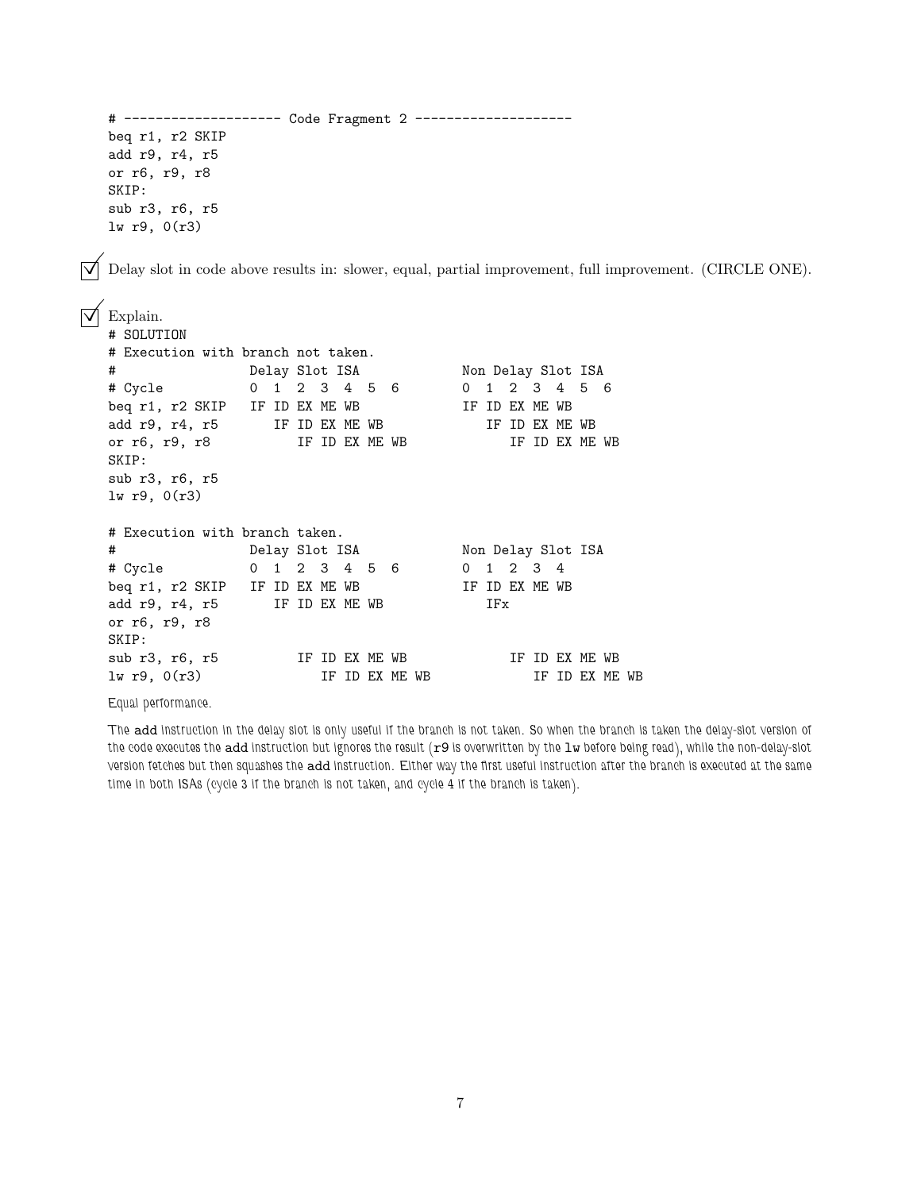```
# -------------------- Code Fragment 2 --------------------
beq r1, r2 SKIP
add r9, r4, r5
or r6, r9, r8
SKIP:
sub r3, r6, r5
lw r9, 0(r3)
```

☑ Delay slot in code above results in: slower, equal, partial improvement, full improvement. (CIRCLE ONE).

☑ Explain.

```
# SOLUTION
# Execution with branch not taken.
#                Delay Slot ISA            Non Delay Slot ISA
# Cycle          0  1  2  3  4  5  6       0  1  2  3  4  5  6
beq r1, r2 SKIP  IF ID EX ME WB            IF ID EX ME WB
add r9, r4, r5      IF ID EX ME WB            IF ID EX ME WB
or r6, r9, r8          IF ID EX ME WB            IF ID EX ME WB
SKIP:
sub r3, r6, r5
lw r9, 0(r3)

# Execution with branch taken.
#                Delay Slot ISA            Non Delay Slot ISA
# Cycle          0  1  2  3  4  5  6       0  1  2  3  4
beq r1, r2 SKIP  IF ID EX ME WB            IF ID EX ME WB
add r9, r4, r5      IF ID EX ME WB            IFx
or r6, r9, r8
SKIP:
sub r3, r6, r5         IF ID EX ME WB            IF ID EX ME WB
lw r9, 0(r3)              IF ID EX ME WB            IF ID EX ME WB
```

Equal performance.

The add instruction in the delay slot is only useful if the branch is not taken. So when the branch is taken the delay-slot version of the code executes the add instruction but ignores the result (r9 is overwritten by the lw before being read), while the non-delay-slot version fetches but then squashes the add instruction. Either way the first useful instruction after the branch is executed at the same time in both ISAs (cycle 3 if the branch is not taken, and cycle 4 if the branch is taken).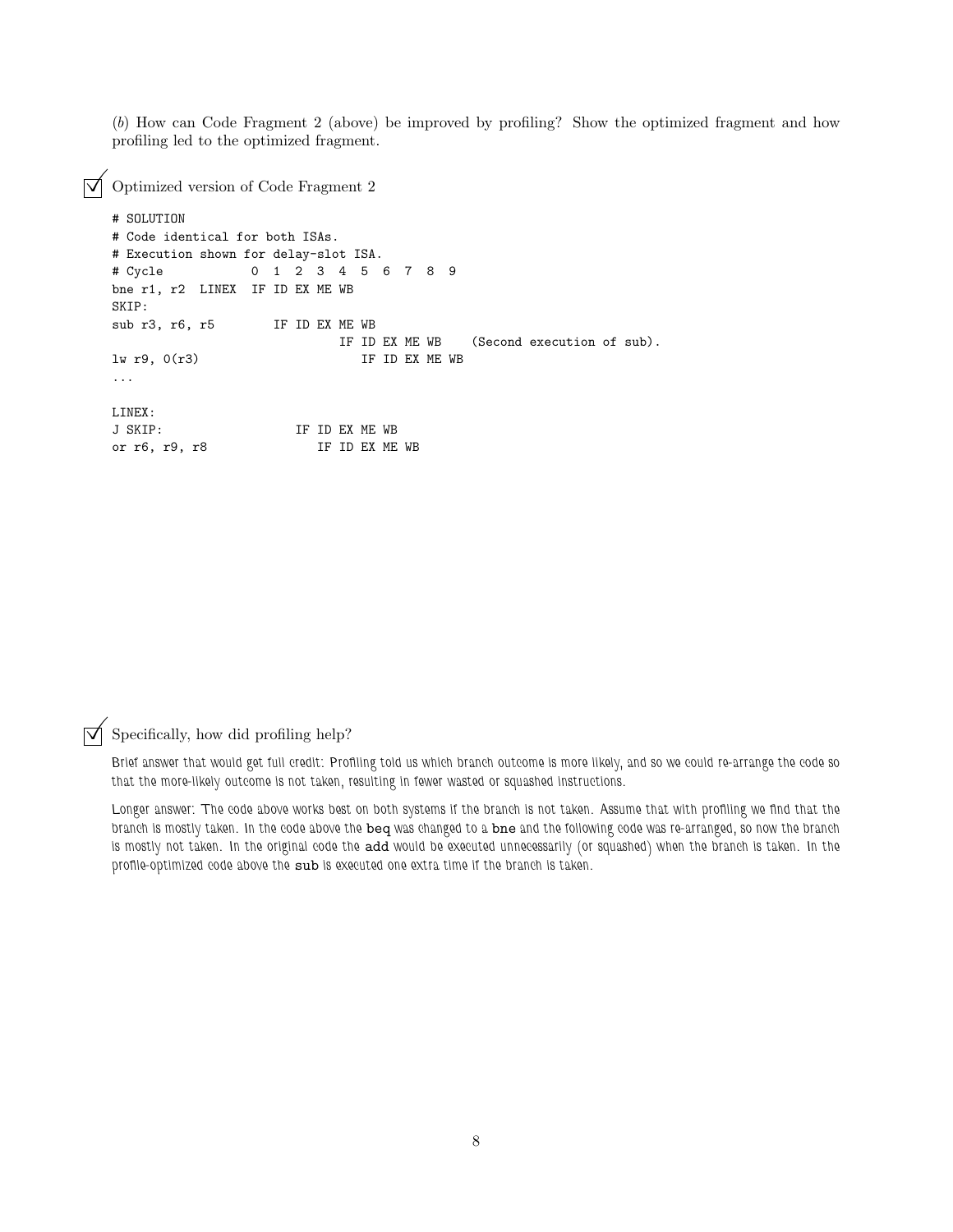(*b*) How can Code Fragment 2 (above) be improved by profiling? Show the optimized fragment and how profiling led to the optimized fragment.

☑ Optimized version of Code Fragment 2

```
# SOLUTION
# Code identical for both ISAs.
# Execution shown for delay-slot ISA.
# Cycle           0  1  2  3  4  5  6  7  8  9
bne r1, r2  LINEX  IF ID EX ME WB
SKIP:
sub r3, r6, r5        IF ID EX ME WB
                               IF ID EX ME WB    (Second execution of sub).
lw r9, 0(r3)                      IF ID EX ME WB
...

LINEX:
J SKIP:                  IF ID EX ME WB
or r6, r9, r8               IF ID EX ME WB
```

☑ Specifically, how did profiling help?

Brief answer that would get full credit: Profiling told us which branch outcome is more likely, and so we could re-arrange the code so that the more-likely outcome is not taken, resulting in fewer wasted or squashed instructions.

Longer answer: The code above works best on both systems if the branch is not taken. Assume that with profiling we find that the branch is mostly taken. In the code above the `beq` was changed to a `bne` and the following code was re-arranged, so now the branch is mostly not taken. In the original code the `add` would be executed unnecessarily (or squashed) when the branch is taken. In the profile-optimized code above the `sub` is executed one extra time if the branch is taken.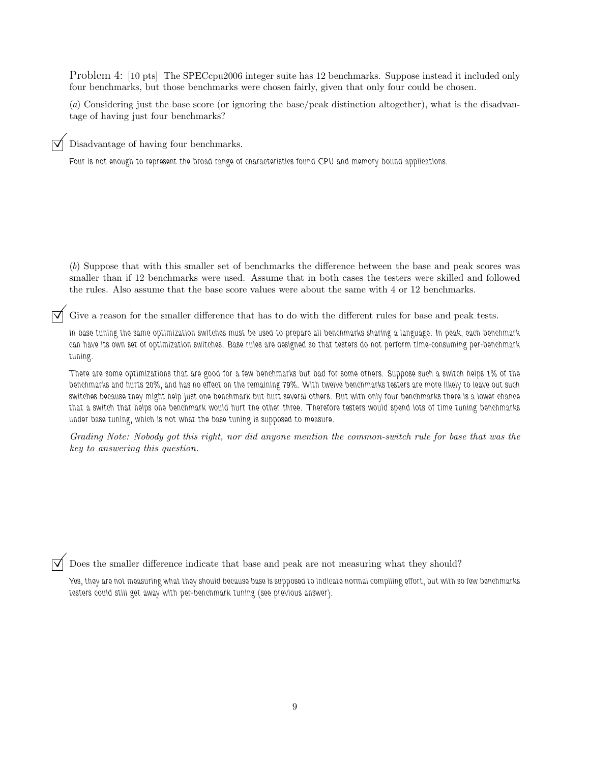Problem 4: [10 pts] The SPECcpu2006 integer suite has 12 benchmarks. Suppose instead it included only four benchmarks, but those benchmarks were chosen fairly, given that only four could be chosen.

(*a*) Considering just the base score (or ignoring the base/peak distinction altogether), what is the disadvantage of having just four benchmarks?

☑ Disadvantage of having four benchmarks.

Four is not enough to represent the broad range of characteristics found CPU and memory bound applications.

(*b*) Suppose that with this smaller set of benchmarks the difference between the base and peak scores was smaller than if 12 benchmarks were used. Assume that in both cases the testers were skilled and followed the rules. Also assume that the base score values were about the same with 4 or 12 benchmarks.

☑ Give a reason for the smaller difference that has to do with the different rules for base and peak tests.

In base tuning the same optimization switches must be used to prepare all benchmarks sharing a language. In peak, each benchmark can have its own set of optimization switches. Base rules are designed so that testers do not perform time-consuming per-benchmark tuning.

There are some optimizations that are good for a few benchmarks but bad for some others. Suppose such a switch helps 1% of the benchmarks and hurts 20%, and has no effect on the remaining 79%. With twelve benchmarks testers are more likely to leave out such switches because they might help just one benchmark but hurt several others. But with only four benchmarks there is a lower chance that a switch that helps one benchmark would hurt the other three. Therefore testers would spend lots of time tuning benchmarks under base tuning, which is not what the base tuning is supposed to measure.

*Grading Note: Nobody got this right, nor did anyone mention the common-switch rule for base that was the key to answering this question.*

☑ Does the smaller difference indicate that base and peak are not measuring what they should?

Yes, they are not measuring what they should because base is supposed to indicate normal compiling effort, but with so few benchmarks testers could still get away with per-benchmark tuning (see previous answer).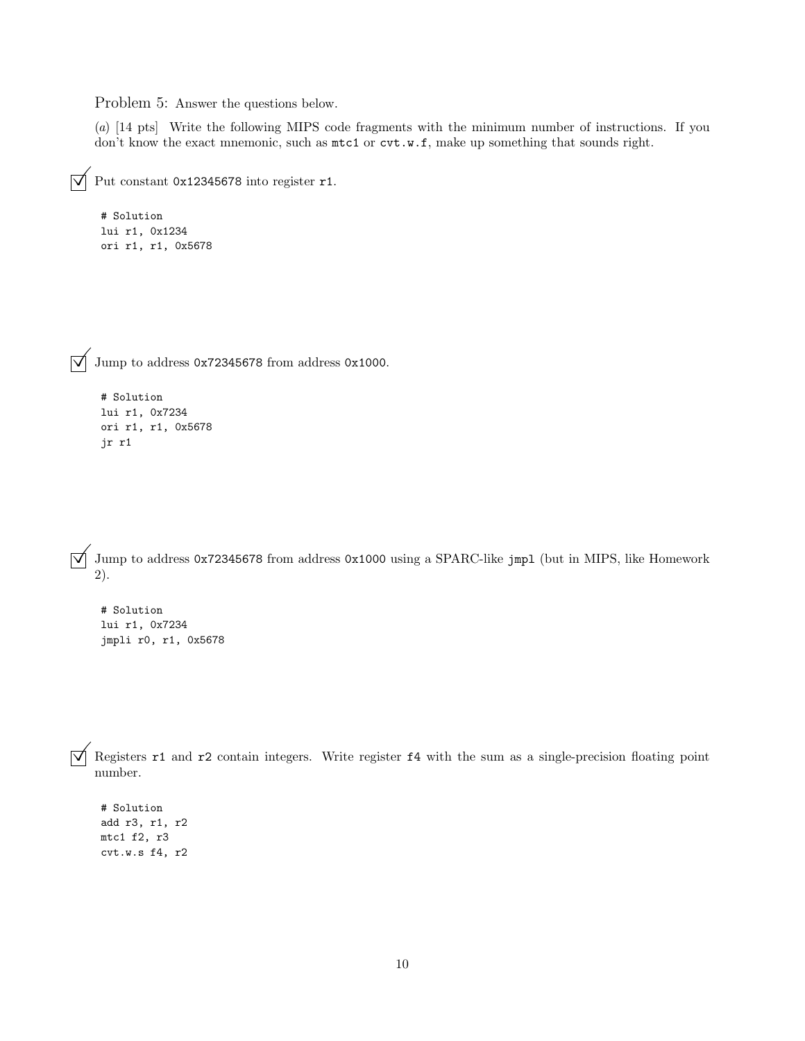Problem 5: Answer the questions below.

(*a*) [14 pts] Write the following MIPS code fragments with the minimum number of instructions. If you don't know the exact mnemonic, such as `mtc1` or `cvt.w.f`, make up something that sounds right.

☑ Put constant `0x12345678` into register `r1`.

```
# Solution
lui r1, 0x1234
ori r1, r1, 0x5678
```

☑ Jump to address `0x72345678` from address `0x1000`.

```
# Solution
lui r1, 0x7234
ori r1, r1, 0x5678
jr r1
```

☑ Jump to address `0x72345678` from address `0x1000` using a SPARC-like `jmpl` (but in MIPS, like Homework 2).

```
# Solution
lui r1, 0x7234
jmpli r0, r1, 0x5678
```

☑ Registers `r1` and `r2` contain integers. Write register `f4` with the sum as a single-precision floating point number.

```
# Solution
add r3, r1, r2
mtc1 f2, r3
cvt.w.s f4, r2
```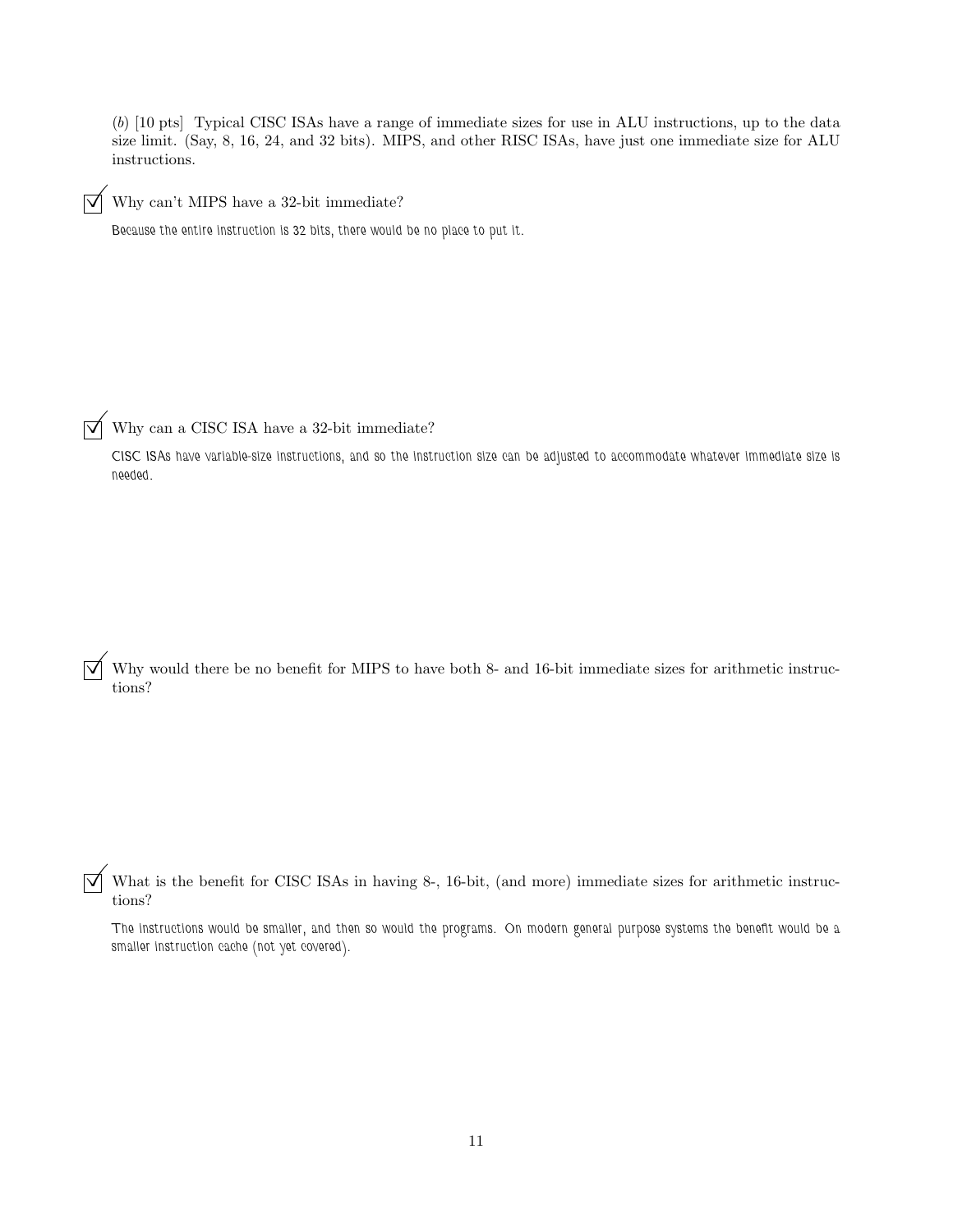(*b*) [10 pts] Typical CISC ISAs have a range of immediate sizes for use in ALU instructions, up to the data size limit. (Say, 8, 16, 24, and 32 bits). MIPS, and other RISC ISAs, have just one immediate size for ALU instructions.

☑ Why can't MIPS have a 32-bit immediate?

Because the entire instruction is 32 bits, there would be no place to put it.

☑ Why can a CISC ISA have a 32-bit immediate?

CISC ISAs have variable-size instructions, and so the instruction size can be adjusted to accommodate whatever immediate size is needed.

☑ Why would there be no benefit for MIPS to have both 8- and 16-bit immediate sizes for arithmetic instructions?

☑ What is the benefit for CISC ISAs in having 8-, 16-bit, (and more) immediate sizes for arithmetic instructions?

The instructions would be smaller, and then so would the programs. On modern general purpose systems the benefit would be a smaller instruction cache (not yet covered).